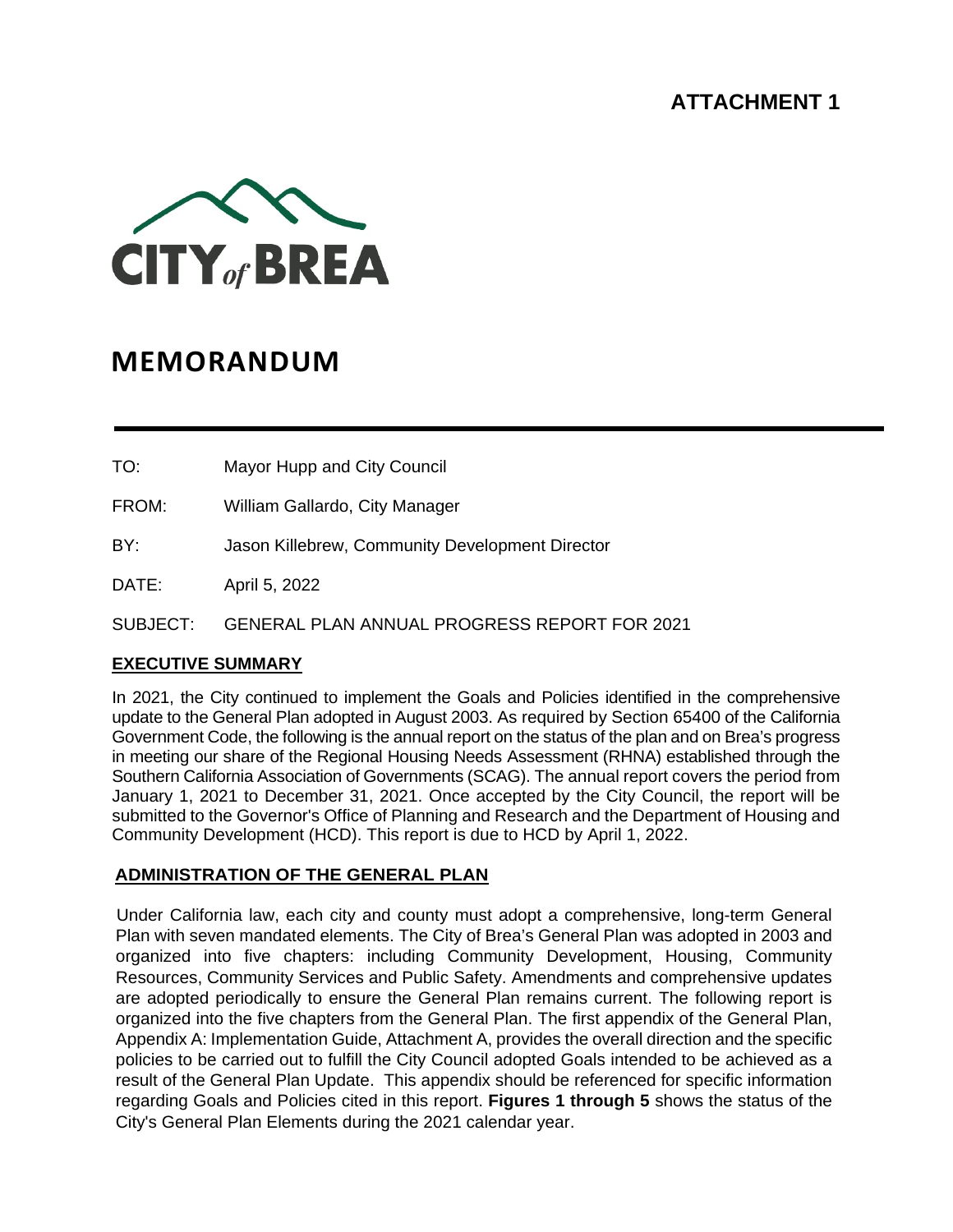**ATTACHMENT 1**

CITY of BREA

# MEMORANDUM

---

TO: Mayor Hupp and City Council

FROM: William Gallardo, City Manager

BY: Jason Killebrew, Community Development Director

DATE: April 5, 2022

SUBJECT: GENERAL PLAN ANNUAL PROGRESS REPORT FOR 2021

## EXECUTIVE SUMMARY

In 2021, the City continued to implement the Goals and Policies identified in the comprehensive update to the General Plan adopted in August 2003. As required by Section 65400 of the California Government Code, the following is the annual report on the status of the plan and on Brea's progress in meeting our share of the Regional Housing Needs Assessment (RHNA) established through the Southern California Association of Governments (SCAG). The annual report covers the period from January 1, 2021 to December 31, 2021. Once accepted by the City Council, the report will be submitted to the Governor's Office of Planning and Research and the Department of Housing and Community Development (HCD). This report is due to HCD by April 1, 2022.

## ADMINISTRATION OF THE GENERAL PLAN

Under California law, each city and county must adopt a comprehensive, long-term General Plan with seven mandated elements. The City of Brea's General Plan was adopted in 2003 and organized into five chapters: including Community Development, Housing, Community Resources, Community Services and Public Safety. Amendments and comprehensive updates are adopted periodically to ensure the General Plan remains current. The following report is organized into the five chapters from the General Plan. The first appendix of the General Plan, Appendix A: Implementation Guide, Attachment A, provides the overall direction and the specific policies to be carried out to fulfill the City Council adopted Goals intended to be achieved as a result of the General Plan Update. This appendix should be referenced for specific information regarding Goals and Policies cited in this report. **Figures 1 through 5** shows the status of the City's General Plan Elements during the 2021 calendar year.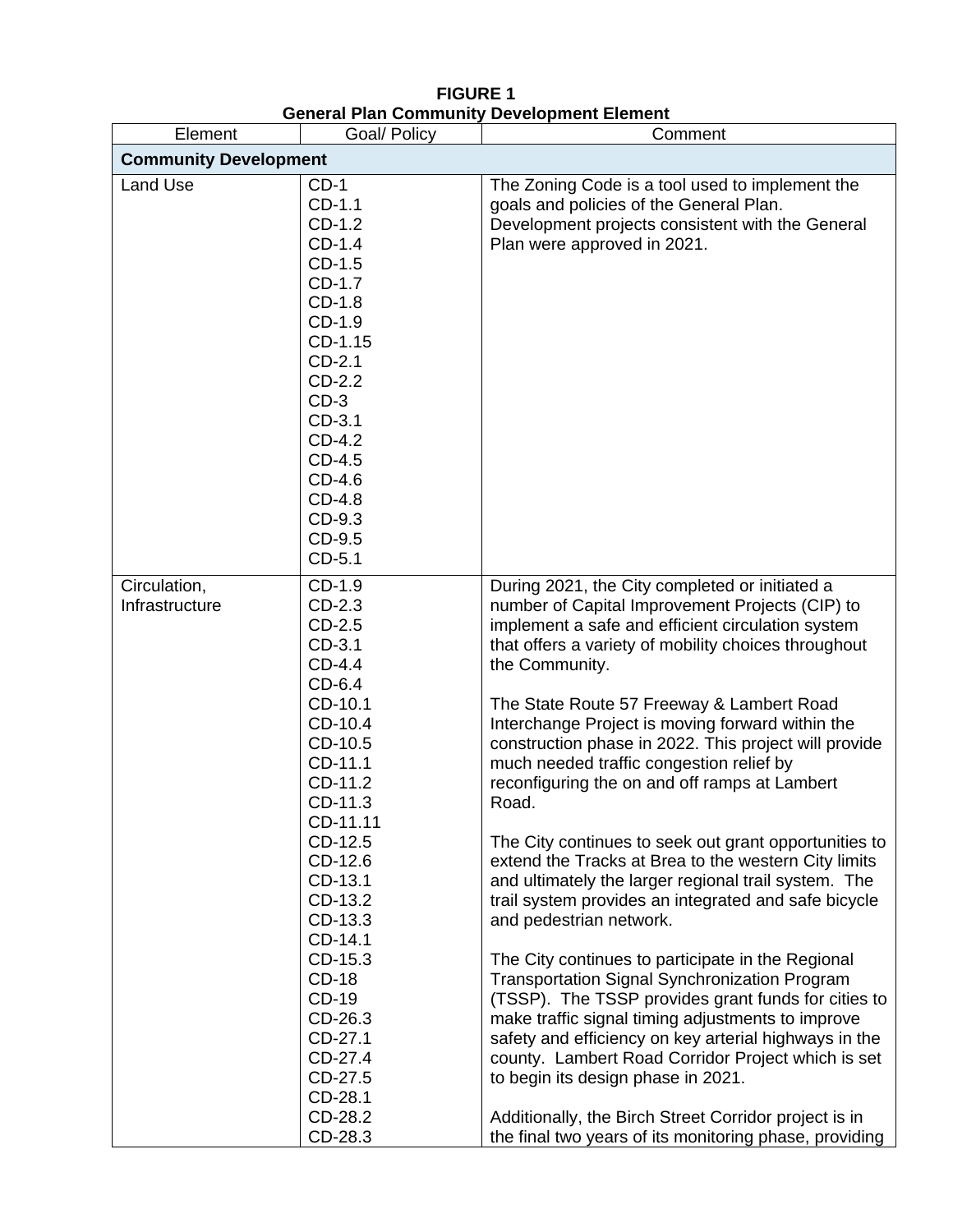**FIGURE 1**
**General Plan Community Development Element**

| Element | Goal/ Policy | Comment |
|---|---|---|
| **Community Development** | | |
| Land Use | CD-1<br>CD-1.1<br>CD-1.2<br>CD-1.4<br>CD-1.5<br>CD-1.7<br>CD-1.8<br>CD-1.9<br>CD-1.15<br>CD-2.1<br>CD-2.2<br>CD-3<br>CD-3.1<br>CD-4.2<br>CD-4.5<br>CD-4.6<br>CD-4.8<br>CD-9.3<br>CD-9.5<br>CD-5.1 | The Zoning Code is a tool used to implement the goals and policies of the General Plan. Development projects consistent with the General Plan were approved in 2021. |
| Circulation, Infrastructure | CD-1.9<br>CD-2.3<br>CD-2.5<br>CD-3.1<br>CD-4.4<br>CD-6.4<br>CD-10.1<br>CD-10.4<br>CD-10.5<br>CD-11.1<br>CD-11.2<br>CD-11.3<br>CD-11.11<br>CD-12.5<br>CD-12.6<br>CD-13.1<br>CD-13.2<br>CD-13.3<br>CD-14.1<br>CD-15.3<br>CD-18<br>CD-19<br>CD-26.3<br>CD-27.1<br>CD-27.4<br>CD-27.5<br>CD-28.1<br>CD-28.2<br>CD-28.3 | During 2021, the City completed or initiated a number of Capital Improvement Projects (CIP) to implement a safe and efficient circulation system that offers a variety of mobility choices throughout the Community.<br><br>The State Route 57 Freeway & Lambert Road Interchange Project is moving forward within the construction phase in 2022. This project will provide much needed traffic congestion relief by reconfiguring the on and off ramps at Lambert Road.<br><br>The City continues to seek out grant opportunities to extend the Tracks at Brea to the western City limits and ultimately the larger regional trail system. The trail system provides an integrated and safe bicycle and pedestrian network.<br><br>The City continues to participate in the Regional Transportation Signal Synchronization Program (TSSP). The TSSP provides grant funds for cities to make traffic signal timing adjustments to improve safety and efficiency on key arterial highways in the county. Lambert Road Corridor Project which is set to begin its design phase in 2021.<br><br>Additionally, the Birch Street Corridor project is in the final two years of its monitoring phase, providing |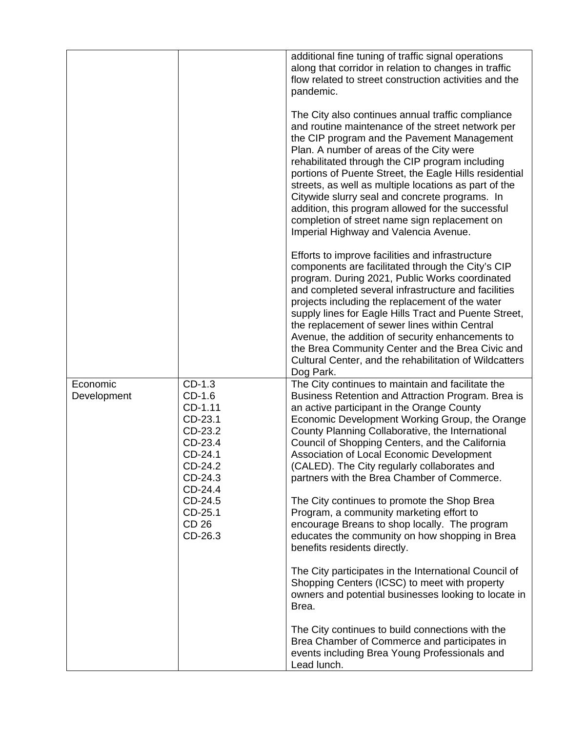| | | |
|---|---|---|
| | | additional fine tuning of traffic signal operations along that corridor in relation to changes in traffic flow related to street construction activities and the pandemic.<br><br>The City also continues annual traffic compliance and routine maintenance of the street network per the CIP program and the Pavement Management Plan. A number of areas of the City were rehabilitated through the CIP program including portions of Puente Street, the Eagle Hills residential streets, as well as multiple locations as part of the Citywide slurry seal and concrete programs. In addition, this program allowed for the successful completion of street name sign replacement on Imperial Highway and Valencia Avenue.<br><br>Efforts to improve facilities and infrastructure components are facilitated through the City's CIP program. During 2021, Public Works coordinated and completed several infrastructure and facilities projects including the replacement of the water supply lines for Eagle Hills Tract and Puente Street, the replacement of sewer lines within Central Avenue, the addition of security enhancements to the Brea Community Center and the Brea Civic and Cultural Center, and the rehabilitation of Wildcatters Dog Park. |
| Economic Development | CD-1.3<br>CD-1.6<br>CD-1.11<br>CD-23.1<br>CD-23.2<br>CD-23.4<br>CD-24.1<br>CD-24.2<br>CD-24.3<br>CD-24.4<br>CD-24.5<br>CD-25.1<br>CD 26<br>CD-26.3 | The City continues to maintain and facilitate the Business Retention and Attraction Program. Brea is an active participant in the Orange County Economic Development Working Group, the Orange County Planning Collaborative, the International Council of Shopping Centers, and the California Association of Local Economic Development (CALED). The City regularly collaborates and partners with the Brea Chamber of Commerce.<br><br>The City continues to promote the Shop Brea Program, a community marketing effort to encourage Breans to shop locally. The program educates the community on how shopping in Brea benefits residents directly.<br><br>The City participates in the International Council of Shopping Centers (ICSC) to meet with property owners and potential businesses looking to locate in Brea.<br><br>The City continues to build connections with the Brea Chamber of Commerce and participates in events including Brea Young Professionals and Lead lunch. |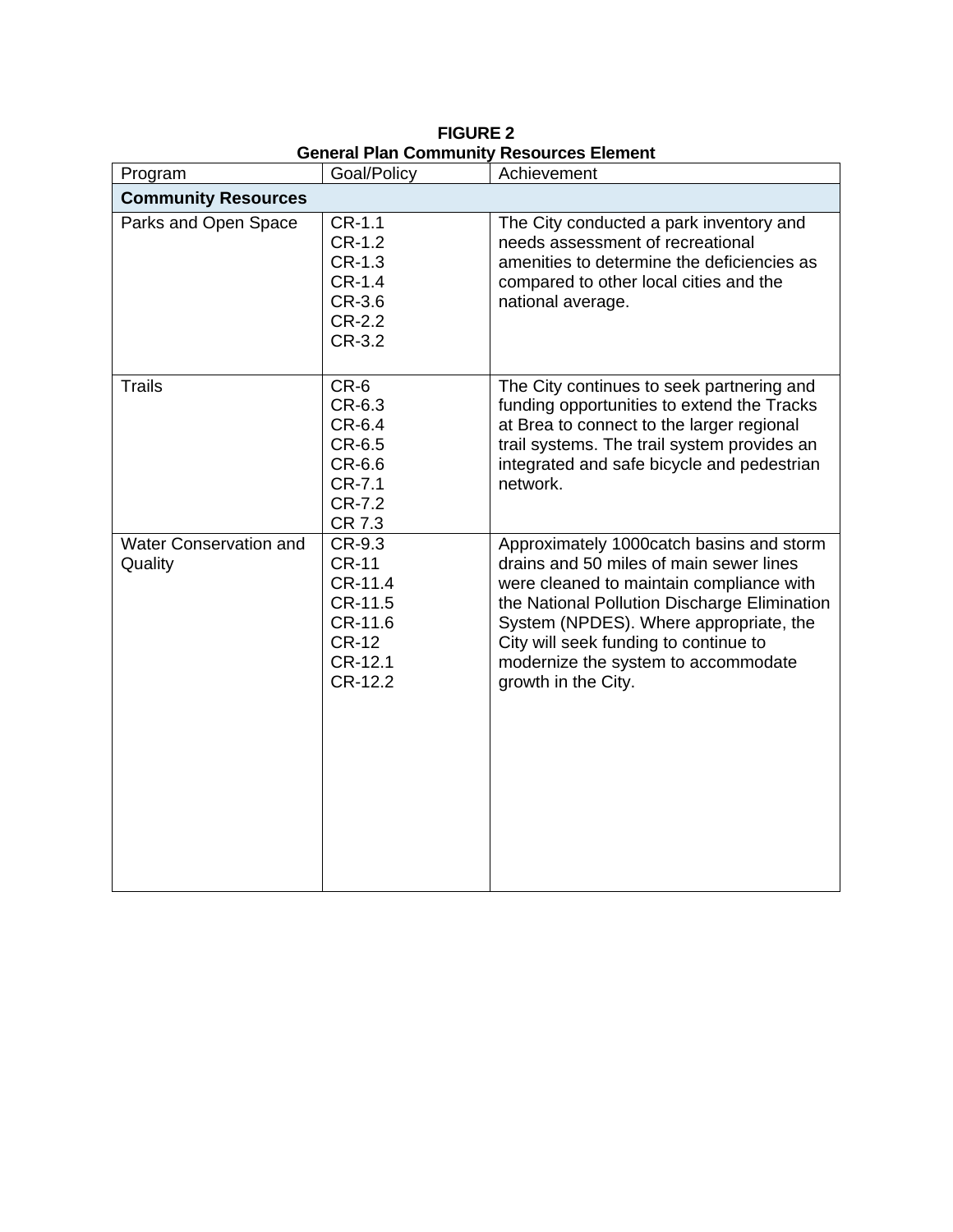**FIGURE 2**
**General Plan Community Resources Element**

| Program | Goal/Policy | Achievement |
| --- | --- | --- |
| **Community Resources** | | |
| Parks and Open Space | CR-1.1<br>CR-1.2<br>CR-1.3<br>CR-1.4<br>CR-3.6<br>CR-2.2<br>CR-3.2 | The City conducted a park inventory and needs assessment of recreational amenities to determine the deficiencies as compared to other local cities and the national average. |
| Trails | CR-6<br>CR-6.3<br>CR-6.4<br>CR-6.5<br>CR-6.6<br>CR-7.1<br>CR-7.2<br>CR 7.3 | The City continues to seek partnering and funding opportunities to extend the Tracks at Brea to connect to the larger regional trail systems. The trail system provides an integrated and safe bicycle and pedestrian network. |
| Water Conservation and Quality | CR-9.3<br>CR-11<br>CR-11.4<br>CR-11.5<br>CR-11.6<br>CR-12<br>CR-12.1<br>CR-12.2 | Approximately 1000catch basins and storm drains and 50 miles of main sewer lines were cleaned to maintain compliance with the National Pollution Discharge Elimination System (NPDES). Where appropriate, the City will seek funding to continue to modernize the system to accommodate growth in the City. |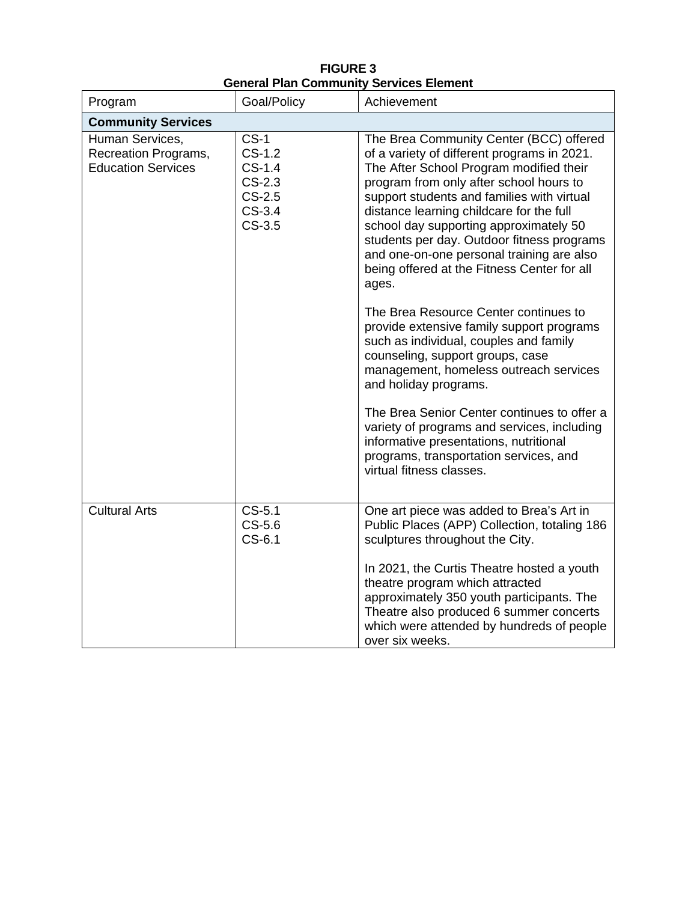**FIGURE 3**
**General Plan Community Services Element**

| Program | Goal/Policy | Achievement |
|---|---|---|
| **Community Services** | | |
| Human Services, Recreation Programs, Education Services | CS-1<br>CS-1.2<br>CS-1.4<br>CS-2.3<br>CS-2.5<br>CS-3.4<br>CS-3.5 | The Brea Community Center (BCC) offered of a variety of different programs in 2021. The After School Program modified their program from only after school hours to support students and families with virtual distance learning childcare for the full school day supporting approximately 50 students per day. Outdoor fitness programs and one-on-one personal training are also being offered at the Fitness Center for all ages.<br><br>The Brea Resource Center continues to provide extensive family support programs such as individual, couples and family counseling, support groups, case management, homeless outreach services and holiday programs.<br><br>The Brea Senior Center continues to offer a variety of programs and services, including informative presentations, nutritional programs, transportation services, and virtual fitness classes. |
| Cultural Arts | CS-5.1<br>CS-5.6<br>CS-6.1 | One art piece was added to Brea's Art in Public Places (APP) Collection, totaling 186 sculptures throughout the City.<br><br>In 2021, the Curtis Theatre hosted a youth theatre program which attracted approximately 350 youth participants. The Theatre also produced 6 summer concerts which were attended by hundreds of people over six weeks. |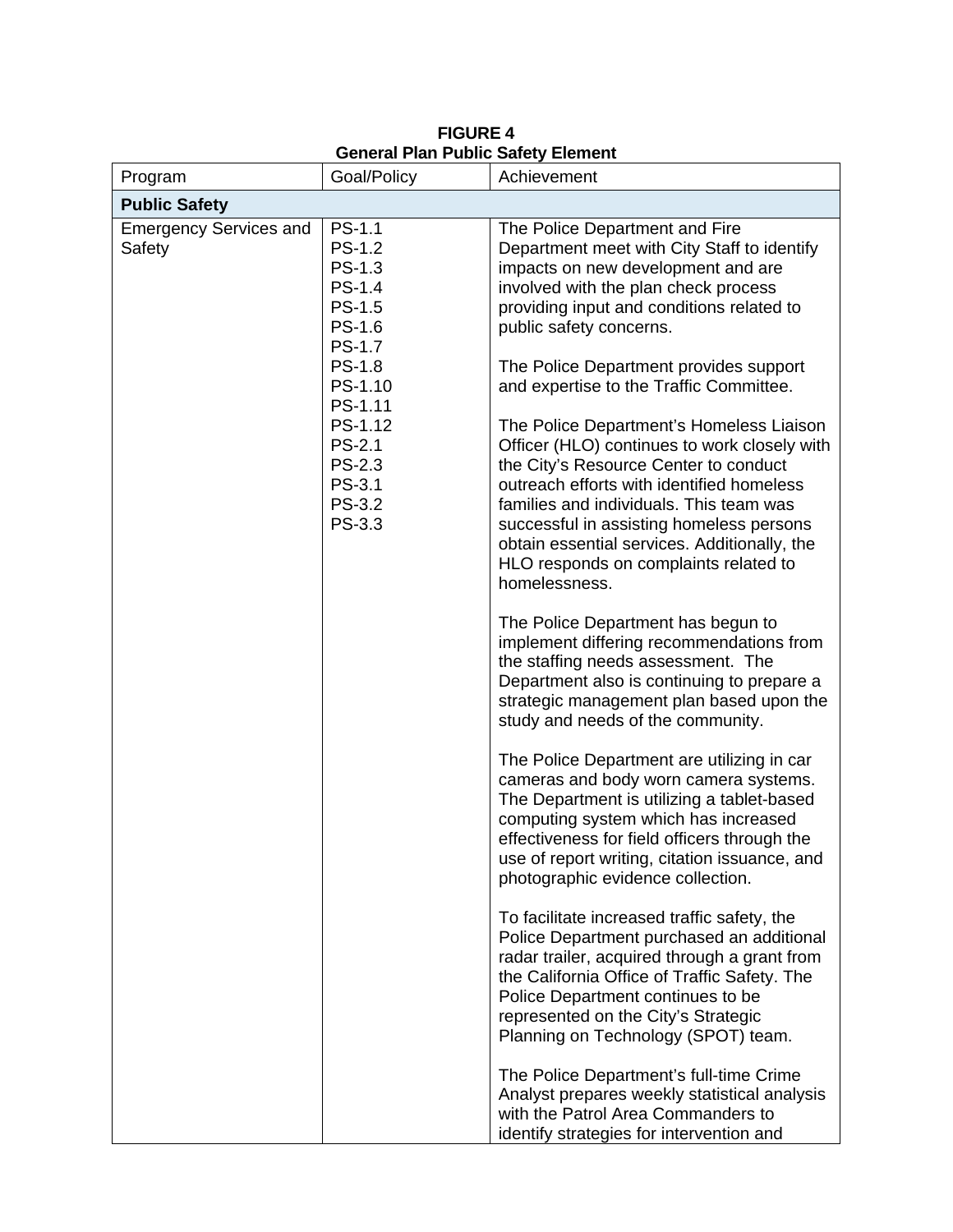**FIGURE 4**
**General Plan Public Safety Element**

| Program | Goal/Policy | Achievement |
|---|---|---|
| **Public Safety** | | |
| Emergency Services and Safety | PS-1.1<br>PS-1.2<br>PS-1.3<br>PS-1.4<br>PS-1.5<br>PS-1.6<br>PS-1.7<br>PS-1.8<br>PS-1.10<br>PS-1.11<br>PS-1.12<br>PS-2.1<br>PS-2.3<br>PS-3.1<br>PS-3.2<br>PS-3.3 | The Police Department and Fire Department meet with City Staff to identify impacts on new development and are involved with the plan check process providing input and conditions related to public safety concerns.<br><br>The Police Department provides support and expertise to the Traffic Committee.<br><br>The Police Department's Homeless Liaison Officer (HLO) continues to work closely with the City's Resource Center to conduct outreach efforts with identified homeless families and individuals. This team was successful in assisting homeless persons obtain essential services. Additionally, the HLO responds on complaints related to homelessness.<br><br>The Police Department has begun to implement differing recommendations from the staffing needs assessment. The Department also is continuing to prepare a strategic management plan based upon the study and needs of the community.<br><br>The Police Department are utilizing in car cameras and body worn camera systems. The Department is utilizing a tablet-based computing system which has increased effectiveness for field officers through the use of report writing, citation issuance, and photographic evidence collection.<br><br>To facilitate increased traffic safety, the Police Department purchased an additional radar trailer, acquired through a grant from the California Office of Traffic Safety. The Police Department continues to be represented on the City's Strategic Planning on Technology (SPOT) team.<br><br>The Police Department's full-time Crime Analyst prepares weekly statistical analysis with the Patrol Area Commanders to identify strategies for intervention and |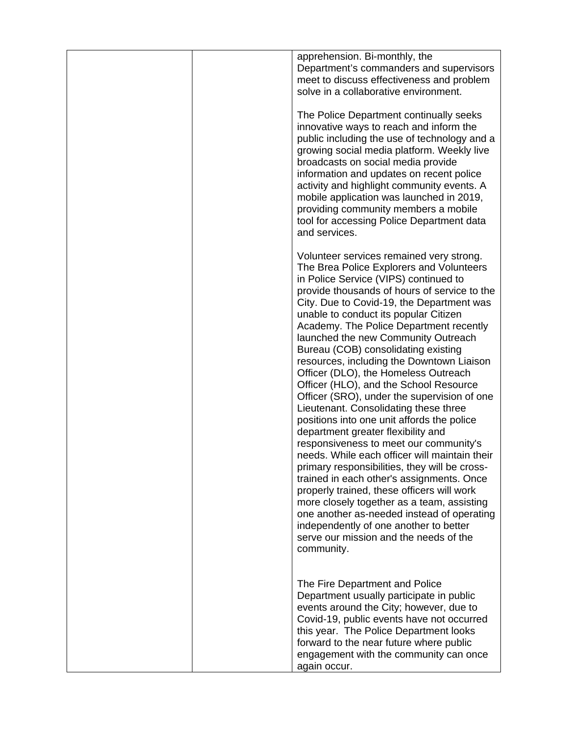| | | |
|---|---|---|
| | | apprehension. Bi-monthly, the Department's commanders and supervisors meet to discuss effectiveness and problem solve in a collaborative environment.<br><br>The Police Department continually seeks innovative ways to reach and inform the public including the use of technology and a growing social media platform. Weekly live broadcasts on social media provide information and updates on recent police activity and highlight community events. A mobile application was launched in 2019, providing community members a mobile tool for accessing Police Department data and services.<br><br>Volunteer services remained very strong. The Brea Police Explorers and Volunteers in Police Service (VIPS) continued to provide thousands of hours of service to the City. Due to Covid-19, the Department was unable to conduct its popular Citizen Academy. The Police Department recently launched the new Community Outreach Bureau (COB) consolidating existing resources, including the Downtown Liaison Officer (DLO), the Homeless Outreach Officer (HLO), and the School Resource Officer (SRO), under the supervision of one Lieutenant. Consolidating these three positions into one unit affords the police department greater flexibility and responsiveness to meet our community's needs. While each officer will maintain their primary responsibilities, they will be cross-trained in each other's assignments. Once properly trained, these officers will work more closely together as a team, assisting one another as-needed instead of operating independently of one another to better serve our mission and the needs of the community.<br><br>The Fire Department and Police Department usually participate in public events around the City; however, due to Covid-19, public events have not occurred this year. The Police Department looks forward to the near future where public engagement with the community can once again occur. |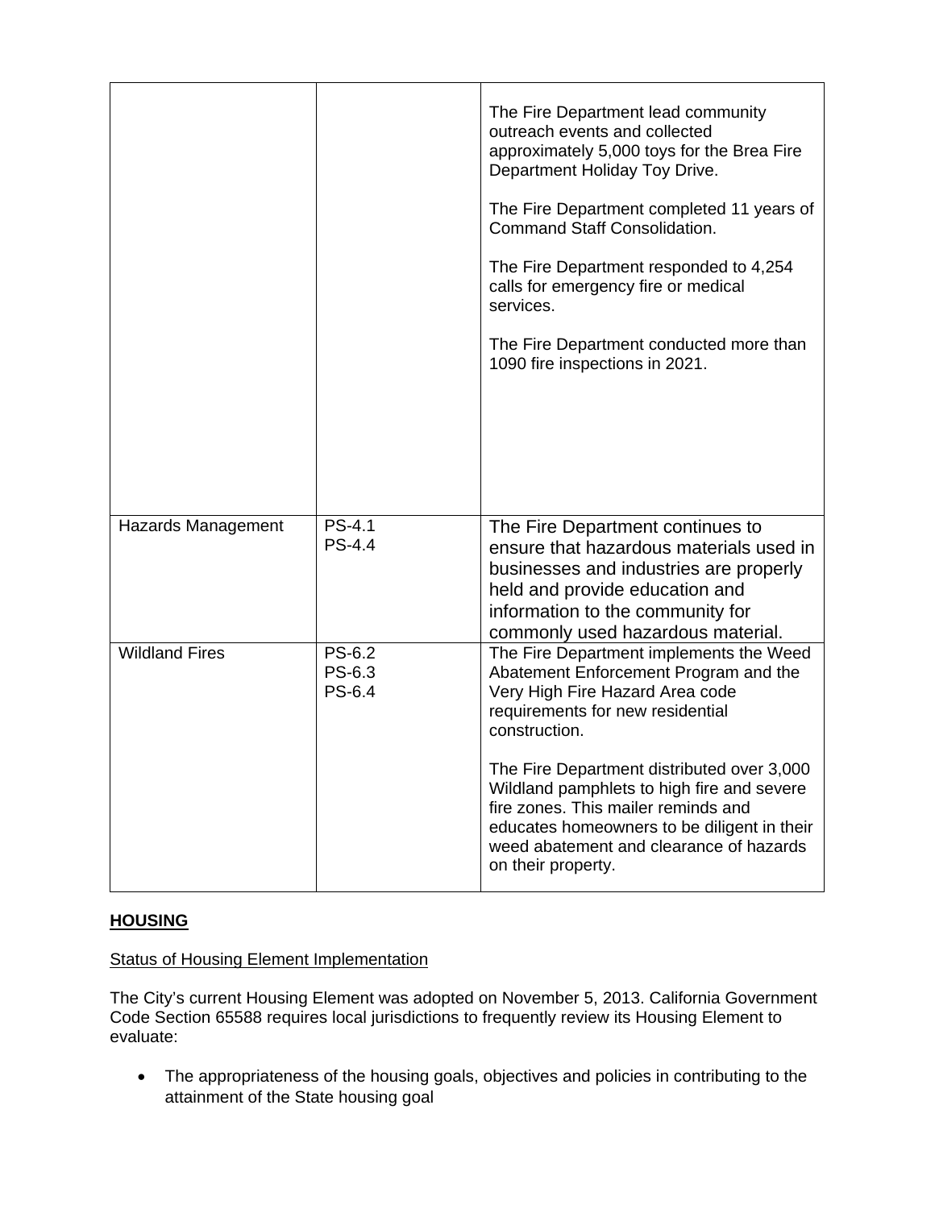|  |  |  |
| --- | --- | --- |
|  |  | The Fire Department lead community outreach events and collected approximately 5,000 toys for the Brea Fire Department Holiday Toy Drive.<br><br>The Fire Department completed 11 years of Command Staff Consolidation.<br><br>The Fire Department responded to 4,254 calls for emergency fire or medical services.<br><br>The Fire Department conducted more than 1090 fire inspections in 2021. |
| Hazards Management | PS-4.1<br>PS-4.4 | The Fire Department continues to ensure that hazardous materials used in businesses and industries are properly held and provide education and information to the community for commonly used hazardous material. |
| Wildland Fires | PS-6.2<br>PS-6.3<br>PS-6.4 | The Fire Department implements the Weed Abatement Enforcement Program and the Very High Fire Hazard Area code requirements for new residential construction.<br><br>The Fire Department distributed over 3,000 Wildland pamphlets to high fire and severe fire zones. This mailer reminds and educates homeowners to be diligent in their weed abatement and clearance of hazards on their property. |

**HOUSING**

Status of Housing Element Implementation

The City's current Housing Element was adopted on November 5, 2013. California Government Code Section 65588 requires local jurisdictions to frequently review its Housing Element to evaluate:

- The appropriateness of the housing goals, objectives and policies in contributing to the attainment of the State housing goal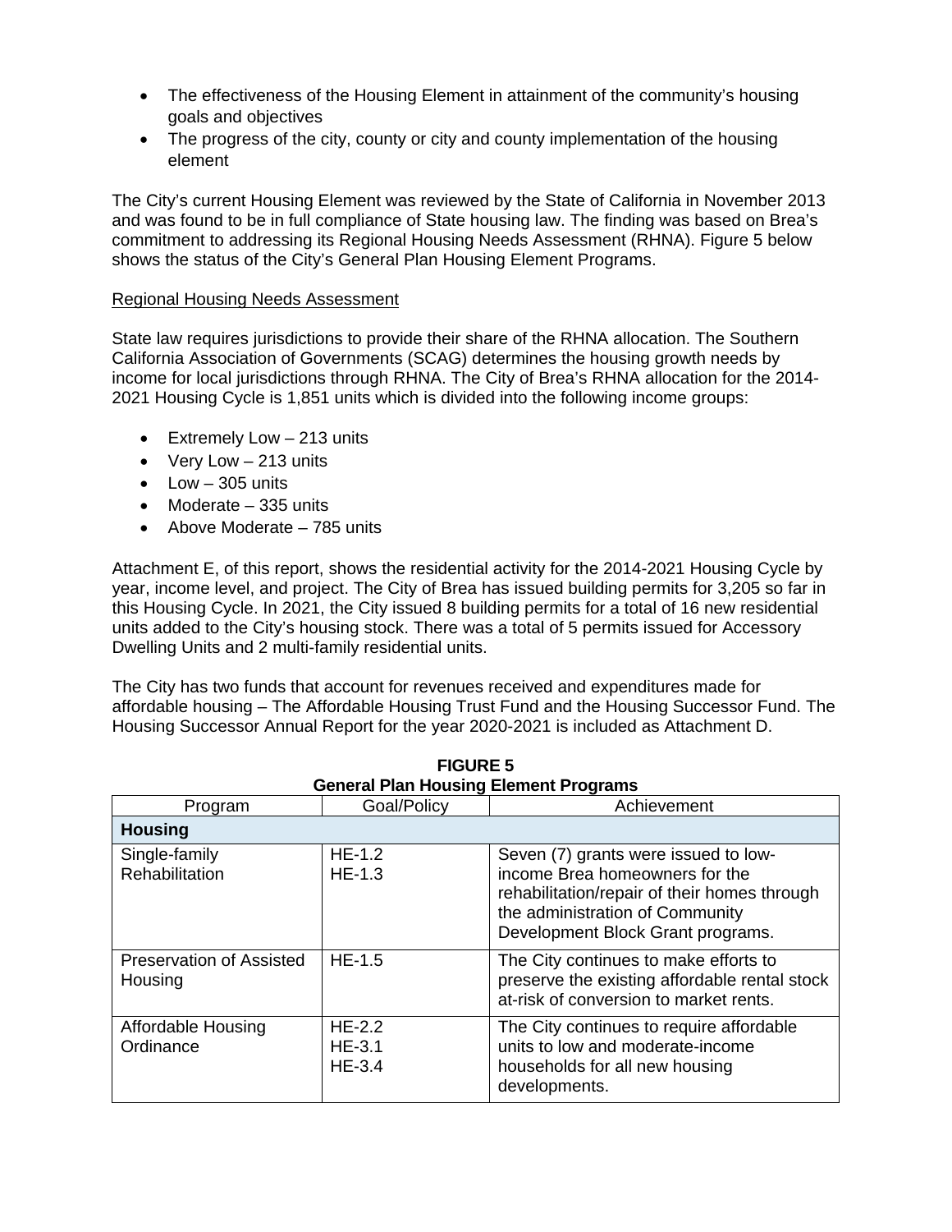- The effectiveness of the Housing Element in attainment of the community's housing goals and objectives
- The progress of the city, county or city and county implementation of the housing element

The City's current Housing Element was reviewed by the State of California in November 2013 and was found to be in full compliance of State housing law. The finding was based on Brea's commitment to addressing its Regional Housing Needs Assessment (RHNA). Figure 5 below shows the status of the City's General Plan Housing Element Programs.

Regional Housing Needs Assessment

State law requires jurisdictions to provide their share of the RHNA allocation. The Southern California Association of Governments (SCAG) determines the housing growth needs by income for local jurisdictions through RHNA. The City of Brea's RHNA allocation for the 2014-2021 Housing Cycle is 1,851 units which is divided into the following income groups:

- Extremely Low – 213 units
- Very Low – 213 units
- Low – 305 units
- Moderate – 335 units
- Above Moderate – 785 units

Attachment E, of this report, shows the residential activity for the 2014-2021 Housing Cycle by year, income level, and project. The City of Brea has issued building permits for 3,205 so far in this Housing Cycle. In 2021, the City issued 8 building permits for a total of 16 new residential units added to the City's housing stock. There was a total of 5 permits issued for Accessory Dwelling Units and 2 multi-family residential units.

The City has two funds that account for revenues received and expenditures made for affordable housing – The Affordable Housing Trust Fund and the Housing Successor Fund. The Housing Successor Annual Report for the year 2020-2021 is included as Attachment D.

**FIGURE 5**
**General Plan Housing Element Programs**

| Program | Goal/Policy | Achievement |
|---|---|---|
| **Housing** | | |
| Single-family Rehabilitation | HE-1.2<br>HE-1.3 | Seven (7) grants were issued to low-income Brea homeowners for the rehabilitation/repair of their homes through the administration of Community Development Block Grant programs. |
| Preservation of Assisted Housing | HE-1.5 | The City continues to make efforts to preserve the existing affordable rental stock at-risk of conversion to market rents. |
| Affordable Housing Ordinance | HE-2.2<br>HE-3.1<br>HE-3.4 | The City continues to require affordable units to low and moderate-income households for all new housing developments. |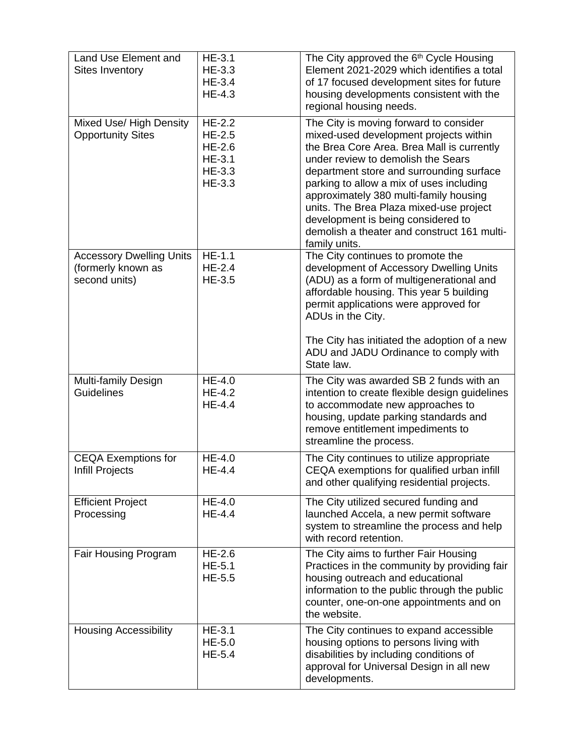| Land Use Element and Sites Inventory | HE-3.1<br>HE-3.3<br>HE-3.4<br>HE-4.3 | The City approved the 6th Cycle Housing Element 2021-2029 which identifies a total of 17 focused development sites for future housing developments consistent with the regional housing needs. |
|---|---|---|
| Mixed Use/ High Density Opportunity Sites | HE-2.2<br>HE-2.5<br>HE-2.6<br>HE-3.1<br>HE-3.3<br>HE-3.3 | The City is moving forward to consider mixed-used development projects within the Brea Core Area. Brea Mall is currently under review to demolish the Sears department store and surrounding surface parking to allow a mix of uses including approximately 380 multi-family housing units. The Brea Plaza mixed-use project development is being considered to demolish a theater and construct 161 multi-family units. |
| Accessory Dwelling Units (formerly known as second units) | HE-1.1<br>HE-2.4<br>HE-3.5 | The City continues to promote the development of Accessory Dwelling Units (ADU) as a form of multigenerational and affordable housing. This year 5 building permit applications were approved for ADUs in the City.<br><br>The City has initiated the adoption of a new ADU and JADU Ordinance to comply with State law. |
| Multi-family Design Guidelines | HE-4.0<br>HE-4.2<br>HE-4.4 | The City was awarded SB 2 funds with an intention to create flexible design guidelines to accommodate new approaches to housing, update parking standards and remove entitlement impediments to streamline the process. |
| CEQA Exemptions for Infill Projects | HE-4.0<br>HE-4.4 | The City continues to utilize appropriate CEQA exemptions for qualified urban infill and other qualifying residential projects. |
| Efficient Project Processing | HE-4.0<br>HE-4.4 | The City utilized secured funding and launched Accela, a new permit software system to streamline the process and help with record retention. |
| Fair Housing Program | HE-2.6<br>HE-5.1<br>HE-5.5 | The City aims to further Fair Housing Practices in the community by providing fair housing outreach and educational information to the public through the public counter, one-on-one appointments and on the website. |
| Housing Accessibility | HE-3.1<br>HE-5.0<br>HE-5.4 | The City continues to expand accessible housing options to persons living with disabilities by including conditions of approval for Universal Design in all new developments. |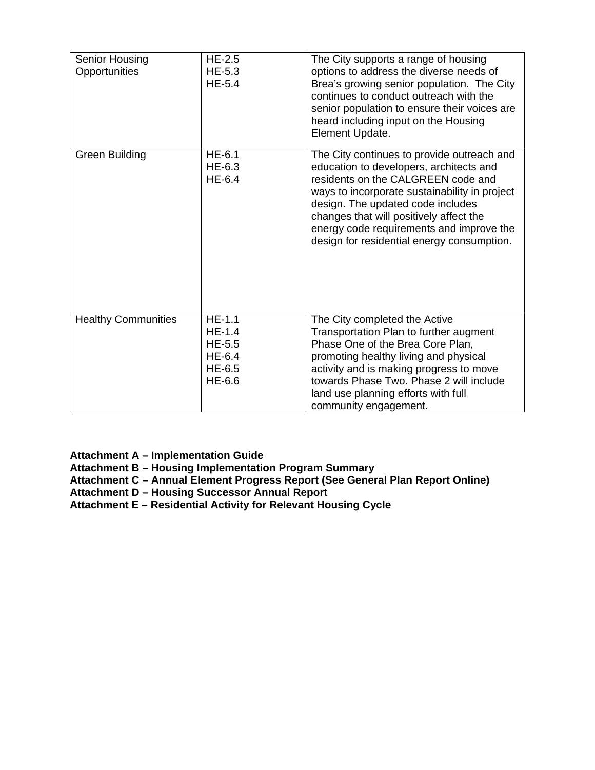| | | |
|---|---|---|
| Senior Housing Opportunities | HE-2.5<br>HE-5.3<br>HE-5.4 | The City supports a range of housing options to address the diverse needs of Brea's growing senior population. The City continues to conduct outreach with the senior population to ensure their voices are heard including input on the Housing Element Update. |
| Green Building | HE-6.1<br>HE-6.3<br>HE-6.4 | The City continues to provide outreach and education to developers, architects and residents on the CALGREEN code and ways to incorporate sustainability in project design. The updated code includes changes that will positively affect the energy code requirements and improve the design for residential energy consumption. |
| Healthy Communities | HE-1.1<br>HE-1.4<br>HE-5.5<br>HE-6.4<br>HE-6.5<br>HE-6.6 | The City completed the Active Transportation Plan to further augment Phase One of the Brea Core Plan, promoting healthy living and physical activity and is making progress to move towards Phase Two. Phase 2 will include land use planning efforts with full community engagement. |

**Attachment A – Implementation Guide**
**Attachment B – Housing Implementation Program Summary**
**Attachment C – Annual Element Progress Report (See General Plan Report Online)**
**Attachment D – Housing Successor Annual Report**
**Attachment E – Residential Activity for Relevant Housing Cycle**